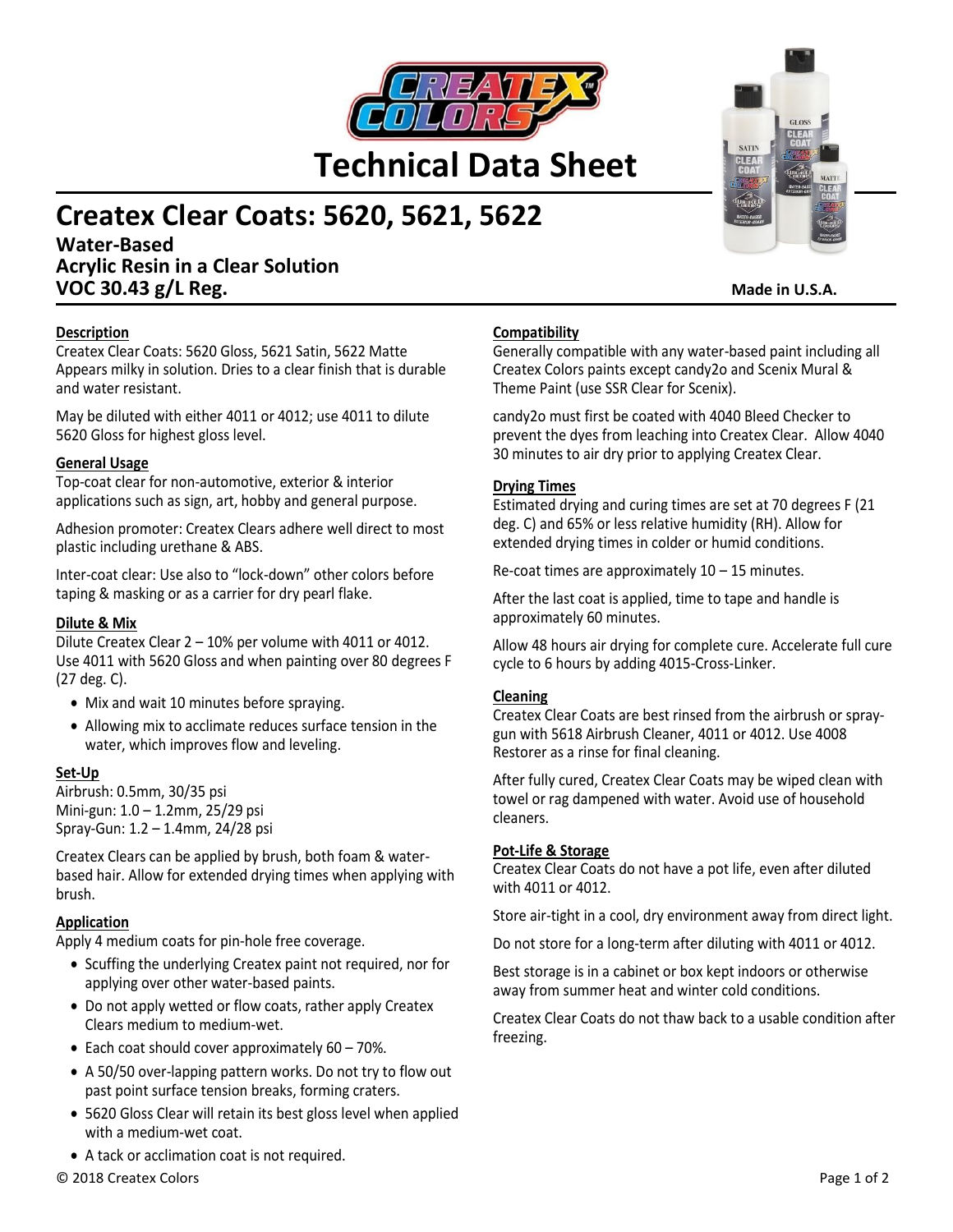# Technical Data Sheet

## Createx Clear Coats: 5620, 5621, 5622

**Water-Based**
**Acrylic Resin in a Clear Solution**
**VOC 30.43 g/L Reg.**

**Made in U.S.A.**

### Description

Createx Clear Coats: 5620 Gloss, 5621 Satin, 5622 Matte Appears milky in solution. Dries to a clear finish that is durable and water resistant.

May be diluted with either 4011 or 4012; use 4011 to dilute 5620 Gloss for highest gloss level.

### General Usage

Top-coat clear for non-automotive, exterior & interior applications such as sign, art, hobby and general purpose.

Adhesion promoter: Createx Clears adhere well direct to most plastic including urethane & ABS.

Inter-coat clear: Use also to "lock-down" other colors before taping & masking or as a carrier for dry pearl flake.

### Dilute & Mix

Dilute Createx Clear 2 – 10% per volume with 4011 or 4012. Use 4011 with 5620 Gloss and when painting over 80 degrees F (27 deg. C).

- Mix and wait 10 minutes before spraying.
- Allowing mix to acclimate reduces surface tension in the water, which improves flow and leveling.

### Set-Up

Airbrush: 0.5mm, 30/35 psi
Mini-gun: 1.0 – 1.2mm, 25/29 psi
Spray-Gun: 1.2 – 1.4mm, 24/28 psi

Createx Clears can be applied by brush, both foam & water-based hair. Allow for extended drying times when applying with brush.

### Application

Apply 4 medium coats for pin-hole free coverage.

- Scuffing the underlying Createx paint not required, nor for applying over other water-based paints.
- Do not apply wetted or flow coats, rather apply Createx Clears medium to medium-wet.
- Each coat should cover approximately 60 – 70%.
- A 50/50 over-lapping pattern works. Do not try to flow out past point surface tension breaks, forming craters.
- 5620 Gloss Clear will retain its best gloss level when applied with a medium-wet coat.
- A tack or acclimation coat is not required.

### Compatibility

Generally compatible with any water-based paint including all Createx Colors paints except candy2o and Scenix Mural & Theme Paint (use SSR Clear for Scenix).

candy2o must first be coated with 4040 Bleed Checker to prevent the dyes from leaching into Createx Clear. Allow 4040 30 minutes to air dry prior to applying Createx Clear.

### Drying Times

Estimated drying and curing times are set at 70 degrees F (21 deg. C) and 65% or less relative humidity (RH). Allow for extended drying times in colder or humid conditions.

Re-coat times are approximately 10 – 15 minutes.

After the last coat is applied, time to tape and handle is approximately 60 minutes.

Allow 48 hours air drying for complete cure. Accelerate full cure cycle to 6 hours by adding 4015-Cross-Linker.

### Cleaning

Createx Clear Coats are best rinsed from the airbrush or spray-gun with 5618 Airbrush Cleaner, 4011 or 4012. Use 4008 Restorer as a rinse for final cleaning.

After fully cured, Createx Clear Coats may be wiped clean with towel or rag dampened with water. Avoid use of household cleaners.

### Pot-Life & Storage

Createx Clear Coats do not have a pot life, even after diluted with 4011 or 4012.

Store air-tight in a cool, dry environment away from direct light.

Do not store for a long-term after diluting with 4011 or 4012.

Best storage is in a cabinet or box kept indoors or otherwise away from summer heat and winter cold conditions.

Createx Clear Coats do not thaw back to a usable condition after freezing.

© 2018 Createx Colors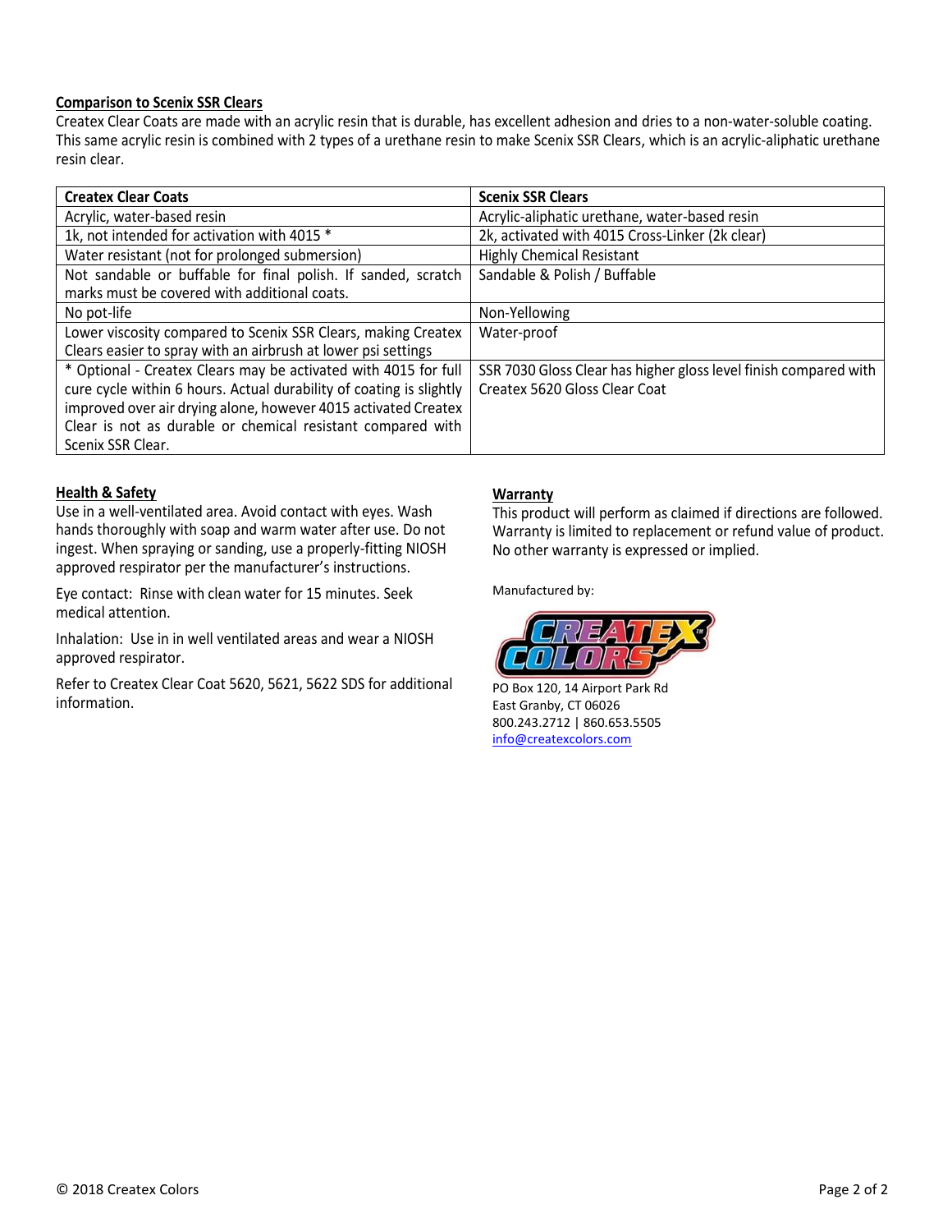## Comparison to Scenix SSR Clears

Createx Clear Coats are made with an acrylic resin that is durable, has excellent adhesion and dries to a non-water-soluble coating. This same acrylic resin is combined with 2 types of a urethane resin to make Scenix SSR Clears, which is an acrylic-aliphatic urethane resin clear.

| Createx Clear Coats | Scenix SSR Clears |
|---|---|
| Acrylic, water-based resin | Acrylic-aliphatic urethane, water-based resin |
| 1k, not intended for activation with 4015 * | 2k, activated with 4015 Cross-Linker (2k clear) |
| Water resistant (not for prolonged submersion) | Highly Chemical Resistant |
| Not sandable or buffable for final polish. If sanded, scratch marks must be covered with additional coats. | Sandable & Polish / Buffable |
| No pot-life | Non-Yellowing |
| Lower viscosity compared to Scenix SSR Clears, making Createx Clears easier to spray with an airbrush at lower psi settings | Water-proof |
| * Optional - Createx Clears may be activated with 4015 for full cure cycle within 6 hours. Actual durability of coating is slightly improved over air drying alone, however 4015 activated Createx Clear is not as durable or chemical resistant compared with Scenix SSR Clear. | SSR 7030 Gloss Clear has higher gloss level finish compared with Createx 5620 Gloss Clear Coat |

## Health & Safety

Use in a well-ventilated area. Avoid contact with eyes. Wash hands thoroughly with soap and warm water after use. Do not ingest. When spraying or sanding, use a properly-fitting NIOSH approved respirator per the manufacturer's instructions.

Eye contact: Rinse with clean water for 15 minutes. Seek medical attention.

Inhalation: Use in in well ventilated areas and wear a NIOSH approved respirator.

Refer to Createx Clear Coat 5620, 5621, 5622 SDS for additional information.

## Warranty

This product will perform as claimed if directions are followed. Warranty is limited to replacement or refund value of product. No other warranty is expressed or implied.

Manufactured by:

CREATEX COLORS

PO Box 120, 14 Airport Park Rd
East Granby, CT 06026
800.243.2712 | 860.653.5505
info@createxcolors.com

© 2018 Createx Colors